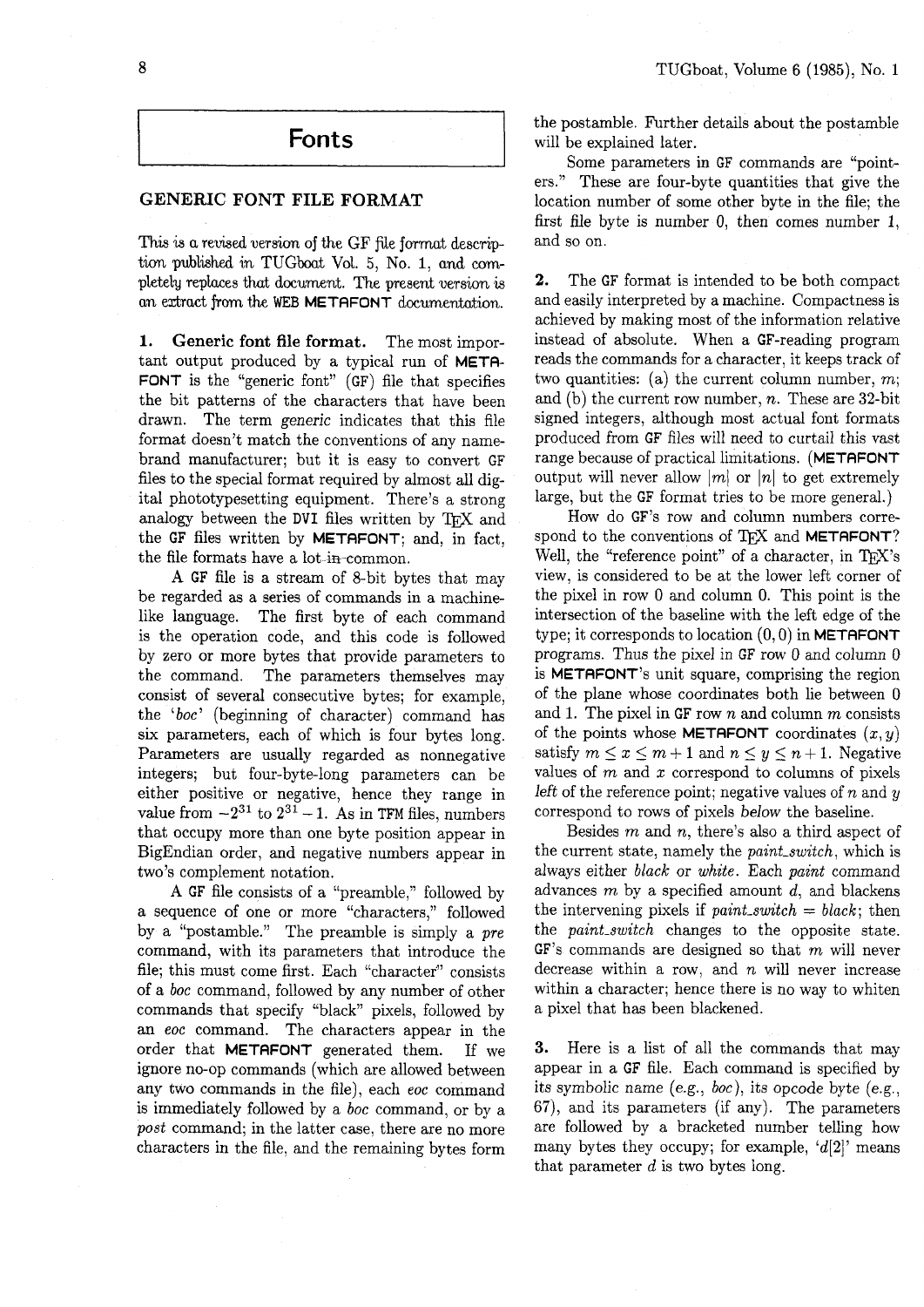# Fonts

## GENERIC FONT FILE FORMAT

*This is a revised version of the GF file format description published in TUGboat Vol. 5, No. 1, and completely replaces that document. The present version is an extract from the WEB METAFONT documentation.*

**1. Generic font file format.** The most important output produced by a typical run of METAFONT is the "generic font" (GF) file that specifies the bit patterns of the characters that have been drawn. The term *generic* indicates that this file format doesn't match the conventions of any name-brand manufacturer; but it is easy to convert GF files to the special format required by almost all digital phototypesetting equipment. There's a strong analogy between the DVI files written by TeX and the GF files written by METAFONT; and, in fact, the file formats have a lot in common.

A GF file is a stream of 8-bit bytes that may be regarded as a series of commands in a machine-like language. The first byte of each command is the operation code, and this code is followed by zero or more bytes that provide parameters to the command. The parameters themselves may consist of several consecutive bytes; for example, the '*boc*' (beginning of character) command has six parameters, each of which is four bytes long. Parameters are usually regarded as nonnegative integers; but four-byte-long parameters can be either positive or negative, hence they range in value from $-2^{31}$ to $2^{31}-1$. As in TFM files, numbers that occupy more than one byte position appear in BigEndian order, and negative numbers appear in two's complement notation.

A GF file consists of a "preamble," followed by a sequence of one or more "characters," followed by a "postamble." The preamble is simply a *pre* command, with its parameters that introduce the file; this must come first. Each "character" consists of a *boc* command, followed by any number of other commands that specify "black" pixels, followed by an *eoc* command. The characters appear in the order that METAFONT generated them. If we ignore no-op commands (which are allowed between any two commands in the file), each *eoc* command is immediately followed by a *boc* command, or by a *post* command; in the latter case, there are no more characters in the file, and the remaining bytes form the postamble. Further details about the postamble will be explained later.

Some parameters in GF commands are "pointers." These are four-byte quantities that give the location number of some other byte in the file; the first file byte is number 0, then comes number 1, and so on.

**2.** The GF format is intended to be both compact and easily interpreted by a machine. Compactness is achieved by making most of the information relative instead of absolute. When a GF-reading program reads the commands for a character, it keeps track of two quantities: (a) the current column number, $m$; and (b) the current row number, $n$. These are 32-bit signed integers, although most actual font formats produced from GF files will need to curtail this vast range because of practical limitations. (METAFONT output will never allow $|m|$ or $|n|$ to get extremely large, but the GF format tries to be more general.)

How do GF's row and column numbers correspond to the conventions of TeX and METAFONT? Well, the "reference point" of a character, in TeX's view, is considered to be at the lower left corner of the pixel in row 0 and column 0. This point is the intersection of the baseline with the left edge of the type; it corresponds to location $(0,0)$ in METAFONT programs. Thus the pixel in GF row 0 and column 0 is METAFONT's unit square, comprising the region of the plane whose coordinates both lie between 0 and 1. The pixel in GF row $n$ and column $m$ consists of the points whose METAFONT coordinates $(x, y)$ satisfy $m \le x \le m+1$ and $n \le y \le n+1$. Negative values of $m$ and $x$ correspond to columns of pixels *left* of the reference point; negative values of $n$ and $y$ correspond to rows of pixels *below* the baseline.

Besides $m$ and $n$, there's also a third aspect of the current state, namely the *paint_switch*, which is always either *black* or *white*. Each *paint* command advances $m$ by a specified amount $d$, and blackens the intervening pixels if *paint_switch* = *black*; then the *paint_switch* changes to the opposite state. GF's commands are designed so that $m$ will never decrease within a row, and $n$ will never increase within a character; hence there is no way to whiten a pixel that has been blackened.

**3.** Here is a list of all the commands that may appear in a GF file. Each command is specified by its symbolic name (e.g., *boc*), its opcode byte (e.g., 67), and its parameters (if any). The parameters are followed by a bracketed number telling how many bytes they occupy; for example, '*d*[2]' means that parameter *d* is two bytes long.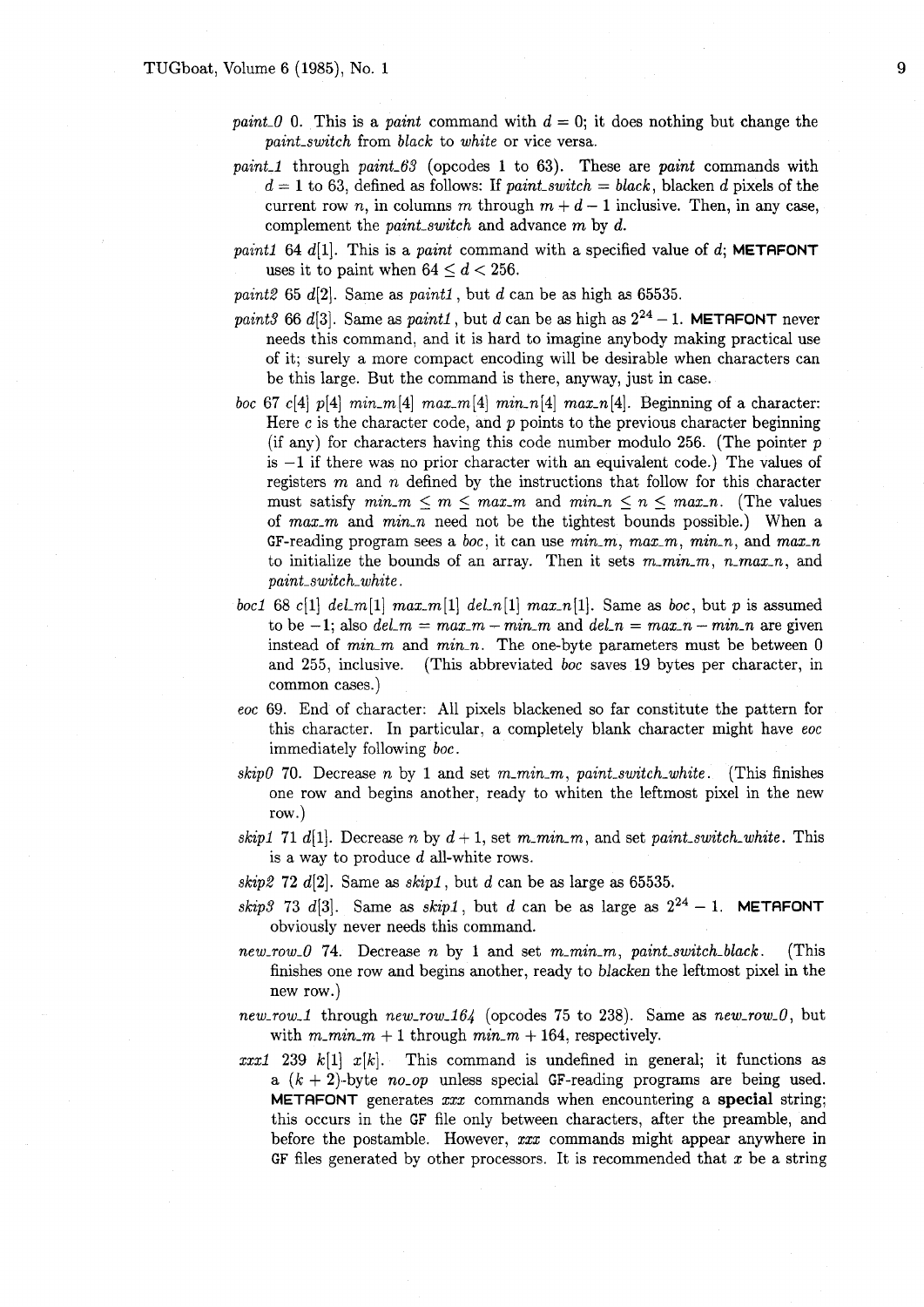*paint_0* 0. This is a *paint* command with $d = 0$; it does nothing but change the *paint_switch* from *black* to *white* or vice versa.

*paint_1* through *paint_63* (opcodes 1 to 63). These are *paint* commands with $d = 1$ to 63, defined as follows: If *paint_switch* = *black*, blacken $d$ pixels of the current row $n$, in columns $m$ through $m + d - 1$ inclusive. Then, in any case, complement the *paint_switch* and advance $m$ by $d$.

*paint1* 64 $d[1]$. This is a *paint* command with a specified value of $d$; **METAFONT** uses it to paint when $64 \le d < 256$.

*paint2* 65 $d[2]$. Same as *paint1*, but $d$ can be as high as 65535.

*paint3* 66 $d[3]$. Same as *paint1*, but $d$ can be as high as $2^{24} - 1$. **METAFONT** never needs this command, and it is hard to imagine anybody making practical use of it; surely a more compact encoding will be desirable when characters can be this large. But the command is there, anyway, just in case.

*boc* 67 $c[4]$ $p[4]$ *min_m*[4] *max_m*[4] *min_n*[4] *max_n*[4]. Beginning of a character: Here $c$ is the character code, and $p$ points to the previous character beginning (if any) for characters having this code number modulo 256. (The pointer $p$ is $-1$ if there was no prior character with an equivalent code.) The values of registers $m$ and $n$ defined by the instructions that follow for this character must satisfy $min\_m \le m \le max\_m$ and $min\_n \le n \le max\_n$. (The values of *max_m* and *min_n* need not be the tightest bounds possible.) When a GF-reading program sees a *boc*, it can use *min_m*, *max_m*, *min_n*, *max_n* to initialize the bounds of an array. Then it sets *m←min_m*, *n←max_n*, and *paint_switch←white*.

*boc1* 68 $c[1]$ *del_m*[1] *max_m*[1] *del_n*[1] *max_n*[1]. Same as *boc*, but $p$ is assumed to be $-1$; also $del\_m = max\_m - min\_m$ and $del\_n = max\_n - min\_n$ are given instead of *min_m* and *min_n*. The one-byte parameters must be between 0 and 255, inclusive. (This abbreviated *boc* saves 19 bytes per character, in common cases.)

*eoc* 69. End of character: All pixels blackened so far constitute the pattern for this character. In particular, a completely blank character might have *eoc* immediately following *boc*.

*skip0* 70. Decrease $n$ by 1 and set *m←min_m*, *paint_switch←white*. (This finishes one row and begins another, ready to whiten the leftmost pixel in the new row.)

*skip1* 71 $d[1]$. Decrease $n$ by $d + 1$, set *m←min_m*, and set *paint_switch←white*. This is a way to produce $d$ all-white rows.

*skip2* 72 $d[2]$. Same as *skip1*, but $d$ can be as large as 65535.

*skip3* 73 $d[3]$. Same as *skip1*, but $d$ can be as large as $2^{24} - 1$. **METAFONT** obviously never needs this command.

*new_row_0* 74. Decrease $n$ by 1 and set *m←min_m*, *paint_switch←black*. (This finishes one row and begins another, ready to *blacken* the leftmost pixel in the new row.)

*new_row_1* through *new_row_164* (opcodes 75 to 238). Same as *new_row_0*, but with $min\_m + 1$ through $min\_m + 164$, respectively.

*xxx1* 239 $k[1]$ $x[k]$. This command is undefined in general; it functions as a $(k + 2)$-byte *no_op* unless special GF-reading programs are being used. **METAFONT** generates *xxx* commands when encountering a **special** string; this occurs in the GF file only between characters, after the preamble, and before the postamble. However, *xxx* commands might appear anywhere in GF files generated by other processors. It is recommended that $x$ be a string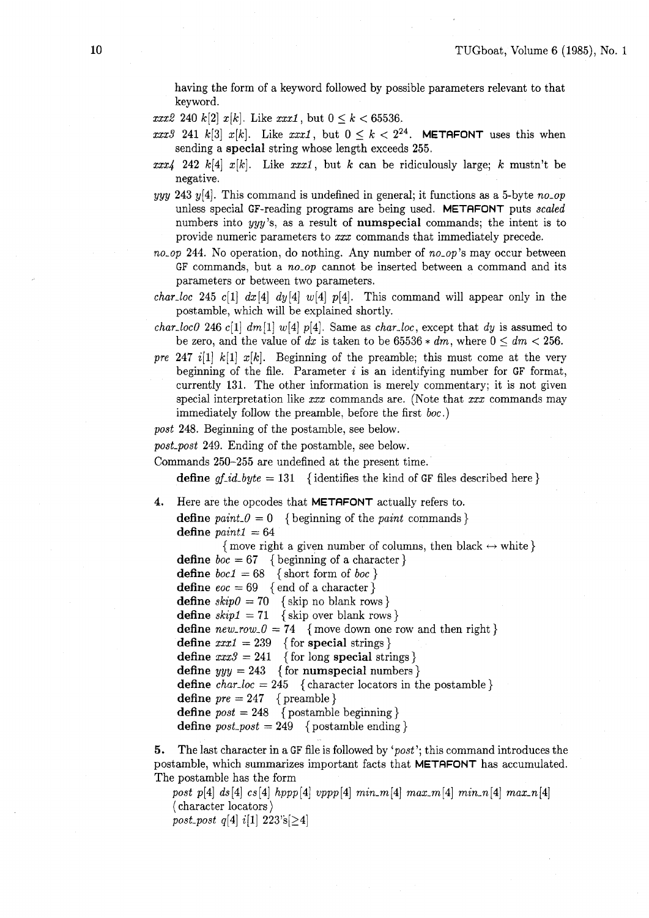having the form of a keyword followed by possible parameters relevant to that keyword.

*xxx2* 240 $k[2]$ $x[k]$. Like *xxx1*, but $0 \le k < 65536$.

*xxx3* 241 $k[3]$ $x[k]$. Like *xxx1*, but $0 \le k < 2^{24}$. **METAFONT** uses this when sending a **special** string whose length exceeds 255.

*xxx4* 242 $k[4]$ $x[k]$. Like *xxx1*, but $k$ can be ridiculously large; $k$ mustn't be negative.

*yyy* 243 $y[4]$. This command is undefined in general; it functions as a 5-byte *no_op* unless special GF-reading programs are being used. **METAFONT** puts *scaled* numbers into *yyy*'s, as a result of **numspecial** commands; the intent is to provide numeric parameters to *xxx* commands that immediately precede.

*no_op* 244. No operation, do nothing. Any number of *no_op*'s may occur between GF commands, but a *no_op* cannot be inserted between a command and its parameters or between two parameters.

*char_loc* 245 $c[1]$ $dx[4]$ $dy[4]$ $w[4]$ $p[4]$. This command will appear only in the postamble, which will be explained shortly.

*char_loc0* 246 $c[1]$ $dm[1]$ $w[4]$ $p[4]$. Same as *char_loc*, except that $dy$ is assumed to be zero, and the value of $dx$ is taken to be $65536 * dm$, where $0 \le dm < 256$.

*pre* 247 $i[1]$ $k[1]$ $x[k]$. Beginning of the preamble; this must come at the very beginning of the file. Parameter $i$ is an identifying number for GF format, currently 131. The other information is merely commentary; it is not given special interpretation like *xxx* commands are. (Note that *xxx* commands may immediately follow the preamble, before the first *boc*.)

*post* 248. Beginning of the postamble, see below.

*post_post* 249. Ending of the postamble, see below.

Commands 250–255 are undefined at the present time.

**define** *gf_id_byte* = 131 { identifies the kind of GF files described here }

**4.** Here are the opcodes that **METAFONT** actually refers to.

**define** *paint_0* = 0 { beginning of the *paint* commands }
**define** *paint1* = 64
{ move right a given number of columns, then black ↔ white }
**define** *boc* = 67 { beginning of a character }
**define** *boc1* = 68 { short form of *boc* }
**define** *eoc* = 69 { end of a character }
**define** *skip0* = 70 { skip no blank rows }
**define** *skip1* = 71 { skip over blank rows }
**define** *new_row_0* = 74 { move down one row and then right }
**define** *xxx1* = 239 { for **special** strings }
**define** *xxx3* = 241 { for long **special** strings }
**define** *yyy* = 243 { for **numspecial** numbers }
**define** *char_loc* = 245 { character locators in the postamble }
**define** *pre* = 247 { preamble }
**define** *post* = 248 { postamble beginning }
**define** *post_post* = 249 { postamble ending }

**5.** The last character in a GF file is followed by '*post*'; this command introduces the postamble, which summarizes important facts that **METAFONT** has accumulated. The postamble has the form

*post* $p[4]$ $ds[4]$ $cs[4]$ $hppp[4]$ $vppp[4]$ $min\_m[4]$ $max\_m[4]$ $min\_n[4]$ $max\_n[4]$
⟨ character locators ⟩
*post_post* $q[4]$ $i[1]$ 223's$[\ge 4]$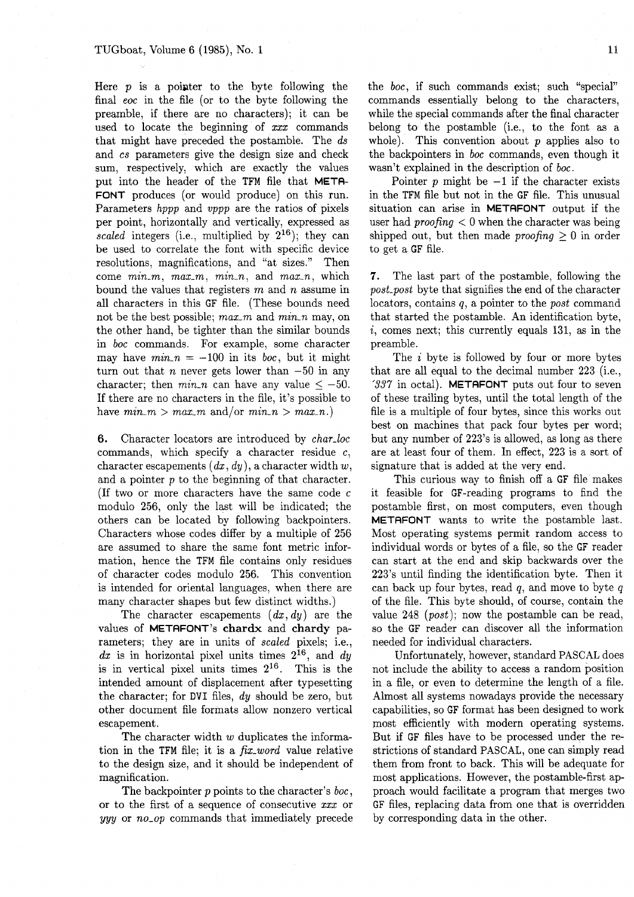Here $p$ is a pointer to the byte following the final *eoc* in the file (or to the byte following the preamble, if there are no characters); it can be used to locate the beginning of *xxx* commands that might have preceded the postamble. The *ds* and *cs* parameters give the design size and check sum, respectively, which are exactly the values put into the header of the TFM file that METAFONT produces (or would produce) on this run. Parameters *hppp* and *vppp* are the ratios of pixels per point, horizontally and vertically, expressed as *scaled* integers (i.e., multiplied by $2^{16}$); they can be used to correlate the font with specific device resolutions, magnifications, and "at sizes." Then come *min_m*, *max_m*, *min_n*, and *max_n*, which bound the values that registers $m$ and $n$ assume in all characters in this GF file. (These bounds need not be the best possible; *max_m* and *min_n* may, on the other hand, be tighter than the similar bounds in *boc* commands. For example, some character may have $min\_n = -100$ in its *boc*, but it might turn out that $n$ never gets lower than $-50$ in any character; then *min_n* can have any value $\leq -50$. If there are no characters in the file, it's possible to have $min\_m > max\_m$ and/or $min\_n > max\_n$.)

**6.** Character locators are introduced by *char_loc* commands, which specify a character residue $c$, character escapements $(dx, dy)$, a character width $w$, and a pointer $p$ to the beginning of that character. (If two or more characters have the same code $c$ modulo 256, only the last will be indicated; the others can be located by following backpointers. Characters whose codes differ by a multiple of 256 are assumed to share the same font metric information, hence the TFM file contains only residues of character codes modulo 256. This convention is intended for oriental languages, when there are many character shapes but few distinct widths.)

The character escapements $(dx, dy)$ are the values of METAFONT's **chardx** and **chardy** parameters; they are in units of *scaled* pixels; i.e., $dx$ is in horizontal pixel units times $2^{16}$, and $dy$ is in vertical pixel units times $2^{16}$. This is the intended amount of displacement after typesetting the character; for DVI files, $dy$ should be zero, but other document file formats allow nonzero vertical escapement.

The character width $w$ duplicates the information in the TFM file; it is a *fix_word* value relative to the design size, and it should be independent of magnification.

The backpointer $p$ points to the character's *boc*, or to the first of a sequence of consecutive *xxx* or *yyy* or *no_op* commands that immediately precede the *boc*, if such commands exist; such "special" commands essentially belong to the characters, while the special commands after the final character belong to the postamble (i.e., to the font as a whole). This convention about $p$ applies also to the backpointers in *boc* commands, even though it wasn't explained in the description of *boc*.

Pointer $p$ might be $-1$ if the character exists in the TFM file but not in the GF file. This unusual situation can arise in METAFONT output if the user had $proofing < 0$ when the character was being shipped out, but then made $proofing \geq 0$ in order to get a GF file.

**7.** The last part of the postamble, following the *post_post* byte that signifies the end of the character locators, contains $q$, a pointer to the *post* command that started the postamble. An identification byte, $i$, comes next; this currently equals 131, as in the preamble.

The $i$ byte is followed by four or more bytes that are all equal to the decimal number 223 (i.e., *'337* in octal). METAFONT puts out four to seven of these trailing bytes, until the total length of the file is a multiple of four bytes, since this works out best on machines that pack four bytes per word; but any number of 223's is allowed, as long as there are at least four of them. In effect, 223 is a sort of signature that is added at the very end.

This curious way to finish off a GF file makes it feasible for GF-reading programs to find the postamble first, on most computers, even though METAFONT wants to write the postamble last. Most operating systems permit random access to individual words or bytes of a file, so the GF reader can start at the end and skip backwards over the 223's until finding the identification byte. Then it can back up four bytes, read $q$, and move to byte $q$ of the file. This byte should, of course, contain the value 248 (*post*); now the postamble can be read, so the GF reader can discover all the information needed for individual characters.

Unfortunately, however, standard PASCAL does not include the ability to access a random position in a file, or even to determine the length of a file. Almost all systems nowadays provide the necessary capabilities, so GF format has been designed to work most efficiently with modern operating systems. But if GF files have to be processed under the restrictions of standard PASCAL, one can simply read them from front to back. This will be adequate for most applications. However, the postamble-first approach would facilitate a program that merges two GF files, replacing data from one that is overridden by corresponding data in the other.